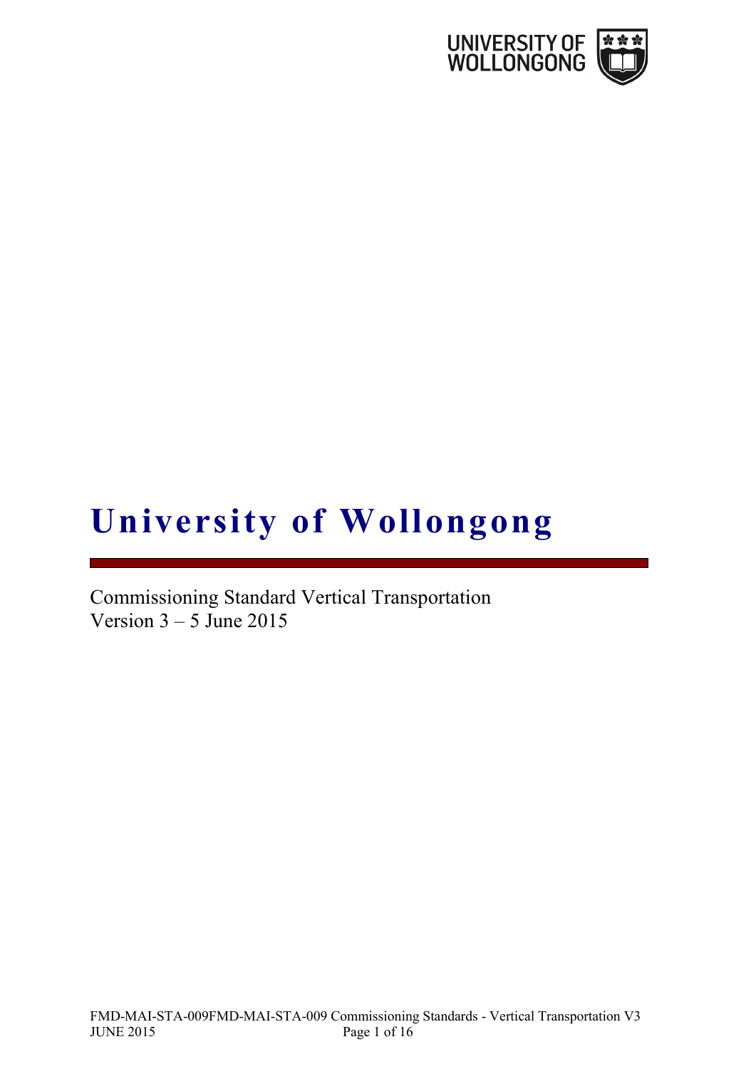# University of Wollongong

Commissioning Standard Vertical Transportation
Version 3 – 5 June 2015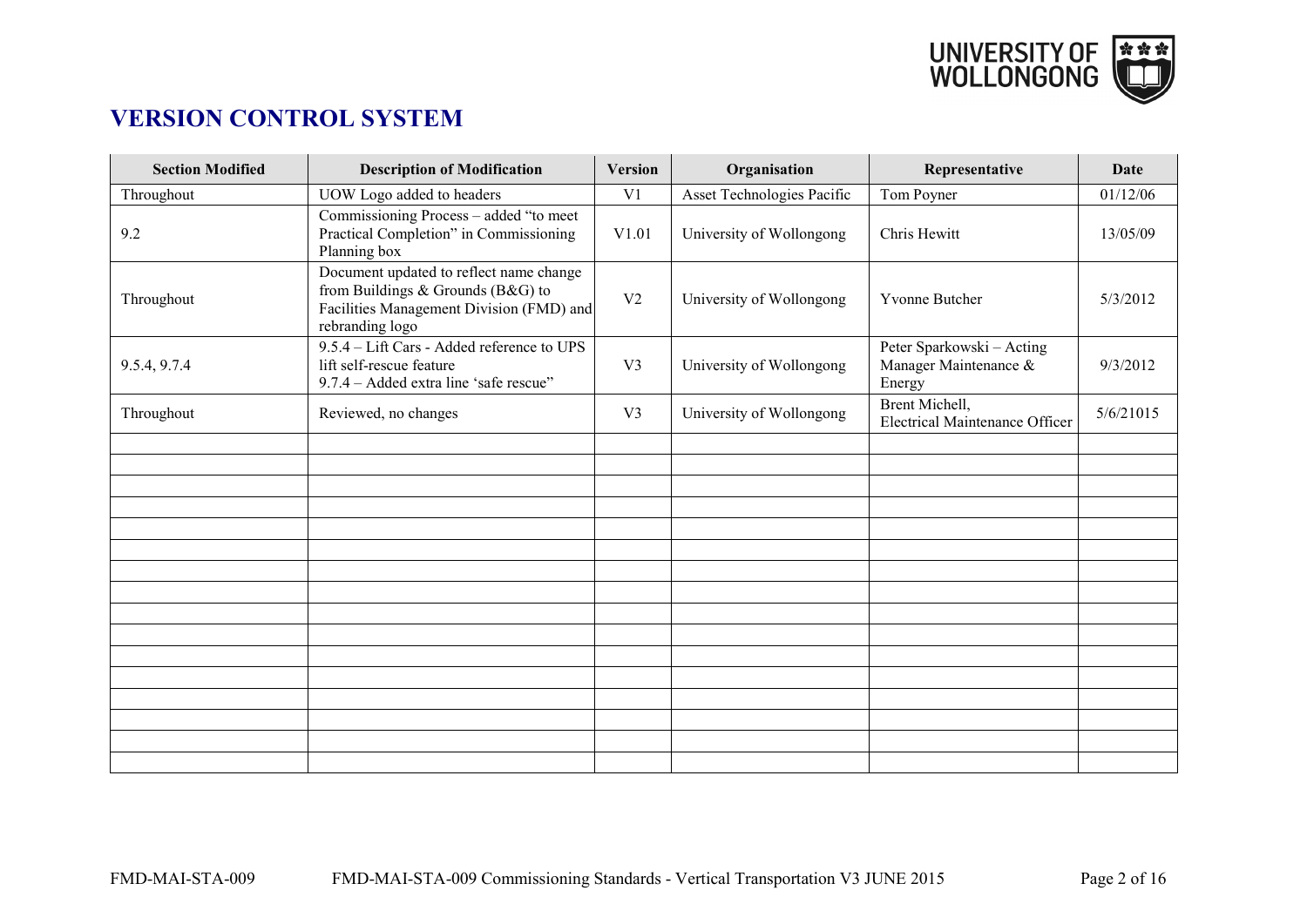# VERSION CONTROL SYSTEM

| Section Modified | Description of Modification | Version | Organisation | Representative | Date |
|---|---|---|---|---|---|
| Throughout | UOW Logo added to headers | V1 | Asset Technologies Pacific | Tom Poyner | 01/12/06 |
| 9.2 | Commissioning Process – added "to meet Practical Completion" in Commissioning Planning box | V1.01 | University of Wollongong | Chris Hewitt | 13/05/09 |
| Throughout | Document updated to reflect name change from Buildings & Grounds (B&G) to Facilities Management Division (FMD) and rebranding logo | V2 | University of Wollongong | Yvonne Butcher | 5/3/2012 |
| 9.5.4, 9.7.4 | 9.5.4 – Lift Cars - Added reference to UPS lift self-rescue feature<br>9.7.4 – Added extra line 'safe rescue" | V3 | University of Wollongong | Peter Sparkowski – Acting Manager Maintenance & Energy | 9/3/2012 |
| Throughout | Reviewed, no changes | V3 | University of Wollongong | Brent Michell, Electrical Maintenance Officer | 5/6/21015 |
| | | | | | |
| | | | | | |
| | | | | | |
| | | | | | |
| | | | | | |
| | | | | | |
| | | | | | |
| | | | | | |
| | | | | | |
| | | | | | |
| | | | | | |
| | | | | | |
| | | | | | |
| | | | | | |
| | | | | | |
| | | | | | |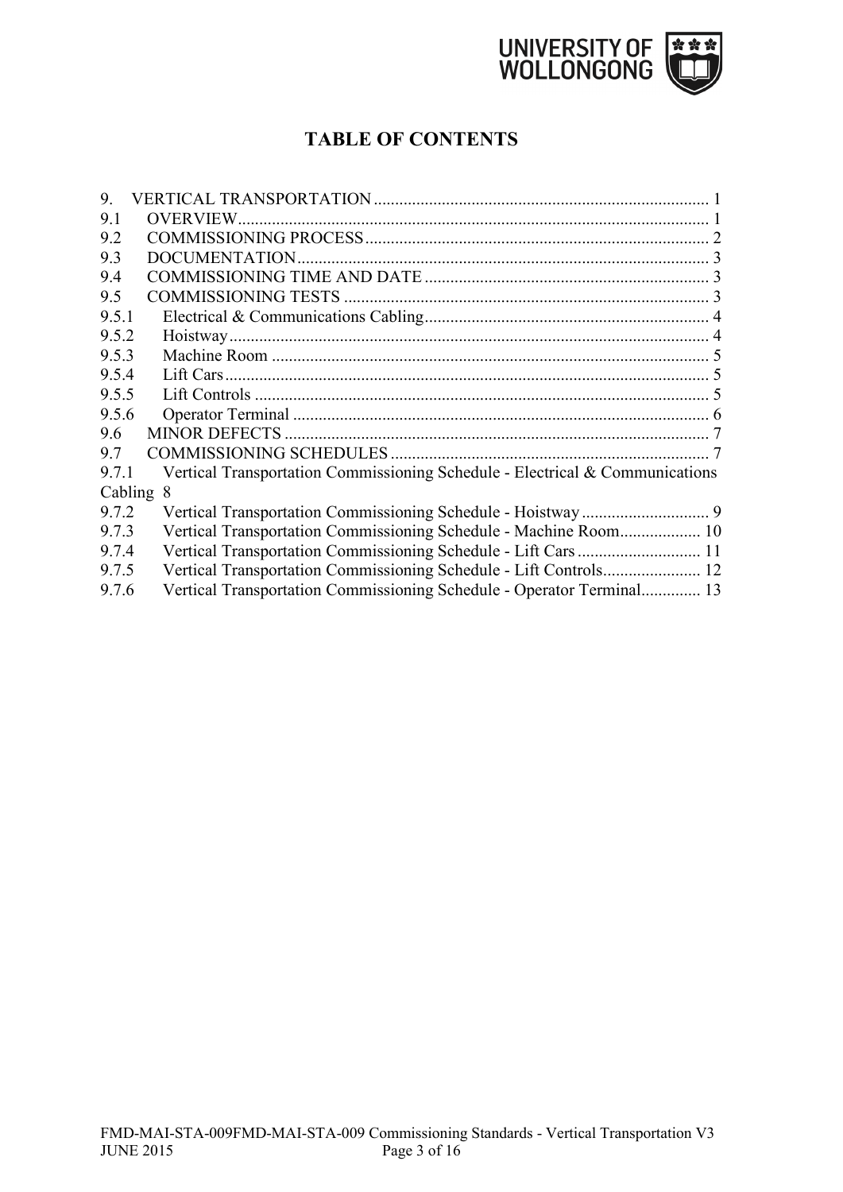# TABLE OF CONTENTS

9. VERTICAL TRANSPORTATION .......... 1
9.1 OVERVIEW .......... 1
9.2 COMMISSIONING PROCESS .......... 2
9.3 DOCUMENTATION .......... 3
9.4 COMMISSIONING TIME AND DATE .......... 3
9.5 COMMISSIONING TESTS .......... 3
9.5.1 Electrical & Communications Cabling .......... 4
9.5.2 Hoistway .......... 4
9.5.3 Machine Room .......... 5
9.5.4 Lift Cars .......... 5
9.5.5 Lift Controls .......... 5
9.5.6 Operator Terminal .......... 6
9.6 MINOR DEFECTS .......... 7
9.7 COMMISSIONING SCHEDULES .......... 7
9.7.1 Vertical Transportation Commissioning Schedule - Electrical & Communications Cabling 8
9.7.2 Vertical Transportation Commissioning Schedule - Hoistway .......... 9
9.7.3 Vertical Transportation Commissioning Schedule - Machine Room .......... 10
9.7.4 Vertical Transportation Commissioning Schedule - Lift Cars .......... 11
9.7.5 Vertical Transportation Commissioning Schedule - Lift Controls .......... 12
9.7.6 Vertical Transportation Commissioning Schedule - Operator Terminal .......... 13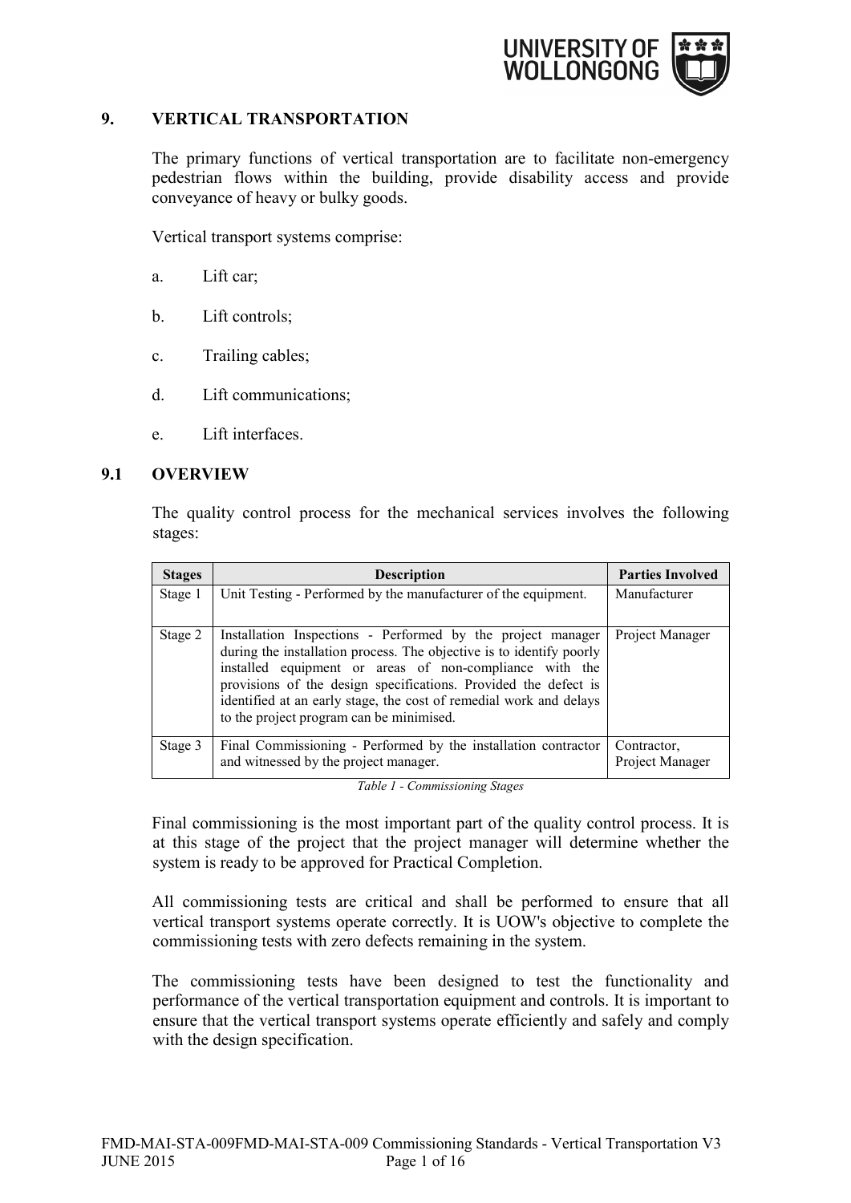## 9. VERTICAL TRANSPORTATION

The primary functions of vertical transportation are to facilitate non-emergency pedestrian flows within the building, provide disability access and provide conveyance of heavy or bulky goods.

Vertical transport systems comprise:

a. Lift car;

b. Lift controls;

c. Trailing cables;

d. Lift communications;

e. Lift interfaces.

### 9.1 OVERVIEW

The quality control process for the mechanical services involves the following stages:

| Stages | Description | Parties Involved |
|---|---|---|
| Stage 1 | Unit Testing - Performed by the manufacturer of the equipment. | Manufacturer |
| Stage 2 | Installation Inspections - Performed by the project manager during the installation process. The objective is to identify poorly installed equipment or areas of non-compliance with the provisions of the design specifications. Provided the defect is identified at an early stage, the cost of remedial work and delays to the project program can be minimised. | Project Manager |
| Stage 3 | Final Commissioning - Performed by the installation contractor and witnessed by the project manager. | Contractor, Project Manager |

*Table 1 - Commissioning Stages*

Final commissioning is the most important part of the quality control process. It is at this stage of the project that the project manager will determine whether the system is ready to be approved for Practical Completion.

All commissioning tests are critical and shall be performed to ensure that all vertical transport systems operate correctly. It is UOW's objective to complete the commissioning tests with zero defects remaining in the system.

The commissioning tests have been designed to test the functionality and performance of the vertical transportation equipment and controls. It is important to ensure that the vertical transport systems operate efficiently and safely and comply with the design specification.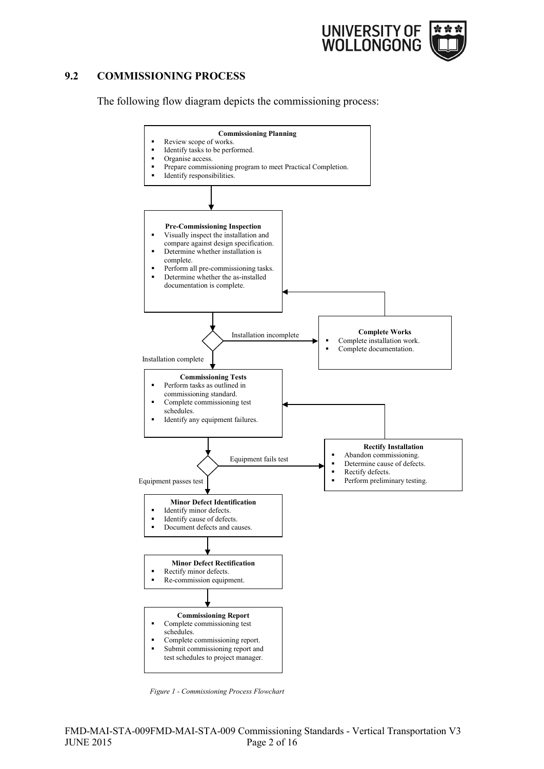## 9.2 COMMISSIONING PROCESS

The following flow diagram depicts the commissioning process:

**Commissioning Planning**

- Review scope of works.
- Identify tasks to be performed.
- Organise access.
- Prepare commissioning program to meet Practical Completion.
- Identify responsibilities.

**Pre-Commissioning Inspection**

- Visually inspect the installation and compare against design specification.
- Determine whether installation is complete.
- Perform all pre-commissioning tasks.
- Determine whether the as-installed documentation is complete.

Installation incomplete

**Complete Works**

- Complete installation work.
- Complete documentation.

Installation complete

**Commissioning Tests**

- Perform tasks as outlined in commissioning standard.
- Complete commissioning test schedules.
- Identify any equipment failures.

Equipment fails test

**Rectify Installation**

- Abandon commissioning.
- Determine cause of defects.
- Rectify defects.
- Perform preliminary testing.

Equipment passes test

**Minor Defect Identification**

- Identify minor defects.
- Identify cause of defects.
- Document defects and causes.

**Minor Defect Rectification**

- Rectify minor defects.
- Re-commission equipment.

**Commissioning Report**

- Complete commissioning test schedules.
- Complete commissioning report.
- Submit commissioning report and test schedules to project manager.

*Figure 1 - Commissioning Process Flowchart*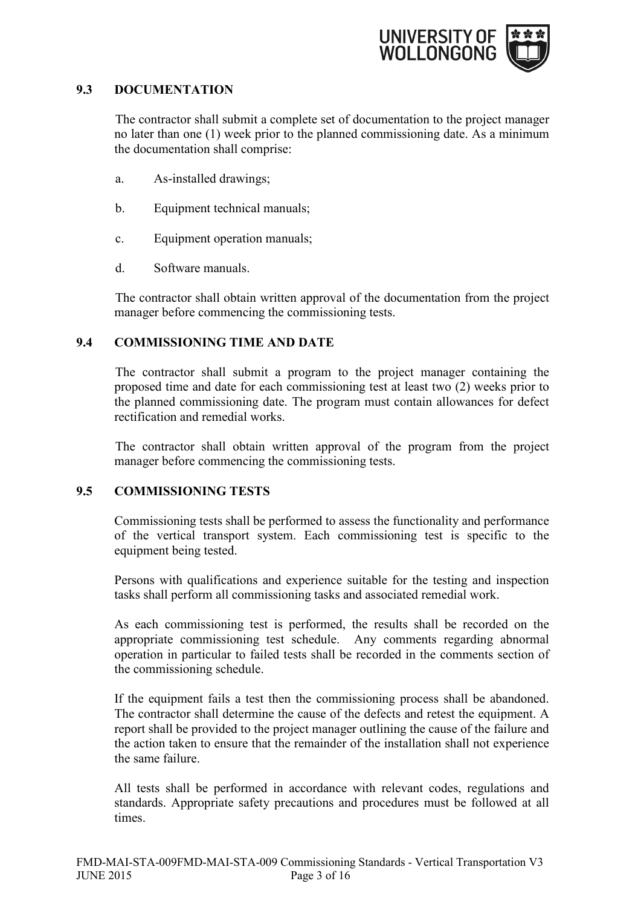## 9.3 DOCUMENTATION

The contractor shall submit a complete set of documentation to the project manager no later than one (1) week prior to the planned commissioning date. As a minimum the documentation shall comprise:

a. As-installed drawings;

b. Equipment technical manuals;

c. Equipment operation manuals;

d. Software manuals.

The contractor shall obtain written approval of the documentation from the project manager before commencing the commissioning tests.

## 9.4 COMMISSIONING TIME AND DATE

The contractor shall submit a program to the project manager containing the proposed time and date for each commissioning test at least two (2) weeks prior to the planned commissioning date. The program must contain allowances for defect rectification and remedial works.

The contractor shall obtain written approval of the program from the project manager before commencing the commissioning tests.

## 9.5 COMMISSIONING TESTS

Commissioning tests shall be performed to assess the functionality and performance of the vertical transport system. Each commissioning test is specific to the equipment being tested.

Persons with qualifications and experience suitable for the testing and inspection tasks shall perform all commissioning tasks and associated remedial work.

As each commissioning test is performed, the results shall be recorded on the appropriate commissioning test schedule. Any comments regarding abnormal operation in particular to failed tests shall be recorded in the comments section of the commissioning schedule.

If the equipment fails a test then the commissioning process shall be abandoned. The contractor shall determine the cause of the defects and retest the equipment. A report shall be provided to the project manager outlining the cause of the failure and the action taken to ensure that the remainder of the installation shall not experience the same failure.

All tests shall be performed in accordance with relevant codes, regulations and standards. Appropriate safety precautions and procedures must be followed at all times.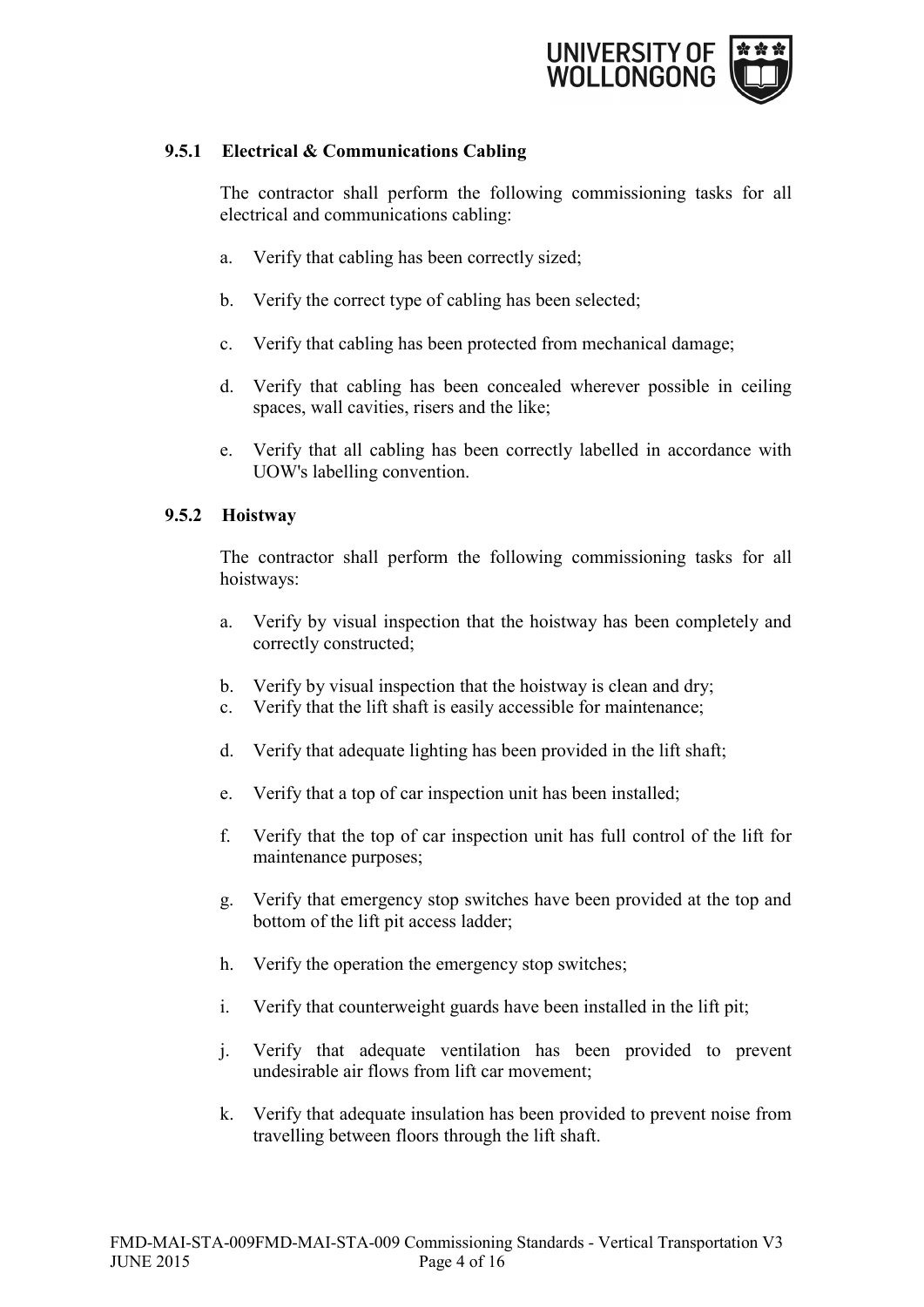### 9.5.1 Electrical & Communications Cabling

The contractor shall perform the following commissioning tasks for all electrical and communications cabling:

a. Verify that cabling has been correctly sized;

b. Verify the correct type of cabling has been selected;

c. Verify that cabling has been protected from mechanical damage;

d. Verify that cabling has been concealed wherever possible in ceiling spaces, wall cavities, risers and the like;

e. Verify that all cabling has been correctly labelled in accordance with UOW's labelling convention.

### 9.5.2 Hoistway

The contractor shall perform the following commissioning tasks for all hoistways:

a. Verify by visual inspection that the hoistway has been completely and correctly constructed;

b. Verify by visual inspection that the hoistway is clean and dry;

c. Verify that the lift shaft is easily accessible for maintenance;

d. Verify that adequate lighting has been provided in the lift shaft;

e. Verify that a top of car inspection unit has been installed;

f. Verify that the top of car inspection unit has full control of the lift for maintenance purposes;

g. Verify that emergency stop switches have been provided at the top and bottom of the lift pit access ladder;

h. Verify the operation the emergency stop switches;

i. Verify that counterweight guards have been installed in the lift pit;

j. Verify that adequate ventilation has been provided to prevent undesirable air flows from lift car movement;

k. Verify that adequate insulation has been provided to prevent noise from travelling between floors through the lift shaft.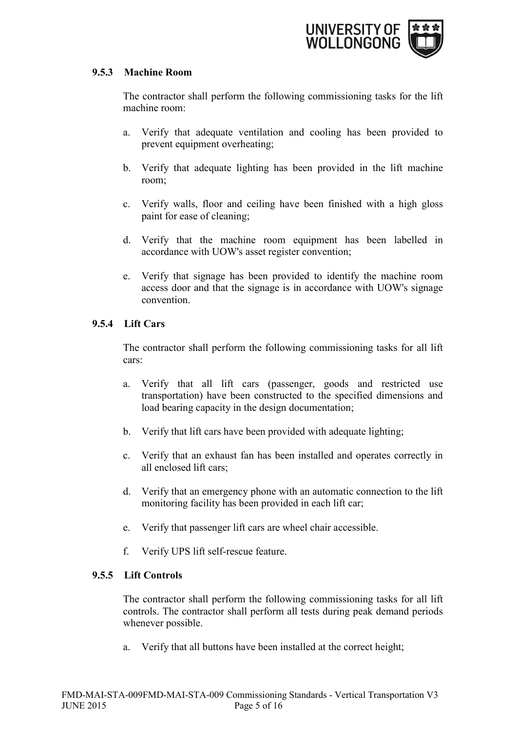#### 9.5.3 Machine Room

The contractor shall perform the following commissioning tasks for the lift machine room:

a. Verify that adequate ventilation and cooling has been provided to prevent equipment overheating;

b. Verify that adequate lighting has been provided in the lift machine room;

c. Verify walls, floor and ceiling have been finished with a high gloss paint for ease of cleaning;

d. Verify that the machine room equipment has been labelled in accordance with UOW's asset register convention;

e. Verify that signage has been provided to identify the machine room access door and that the signage is in accordance with UOW's signage convention.

#### 9.5.4 Lift Cars

The contractor shall perform the following commissioning tasks for all lift cars:

a. Verify that all lift cars (passenger, goods and restricted use transportation) have been constructed to the specified dimensions and load bearing capacity in the design documentation;

b. Verify that lift cars have been provided with adequate lighting;

c. Verify that an exhaust fan has been installed and operates correctly in all enclosed lift cars;

d. Verify that an emergency phone with an automatic connection to the lift monitoring facility has been provided in each lift car;

e. Verify that passenger lift cars are wheel chair accessible.

f. Verify UPS lift self-rescue feature.

#### 9.5.5 Lift Controls

The contractor shall perform the following commissioning tasks for all lift controls. The contractor shall perform all tests during peak demand periods whenever possible.

a. Verify that all buttons have been installed at the correct height;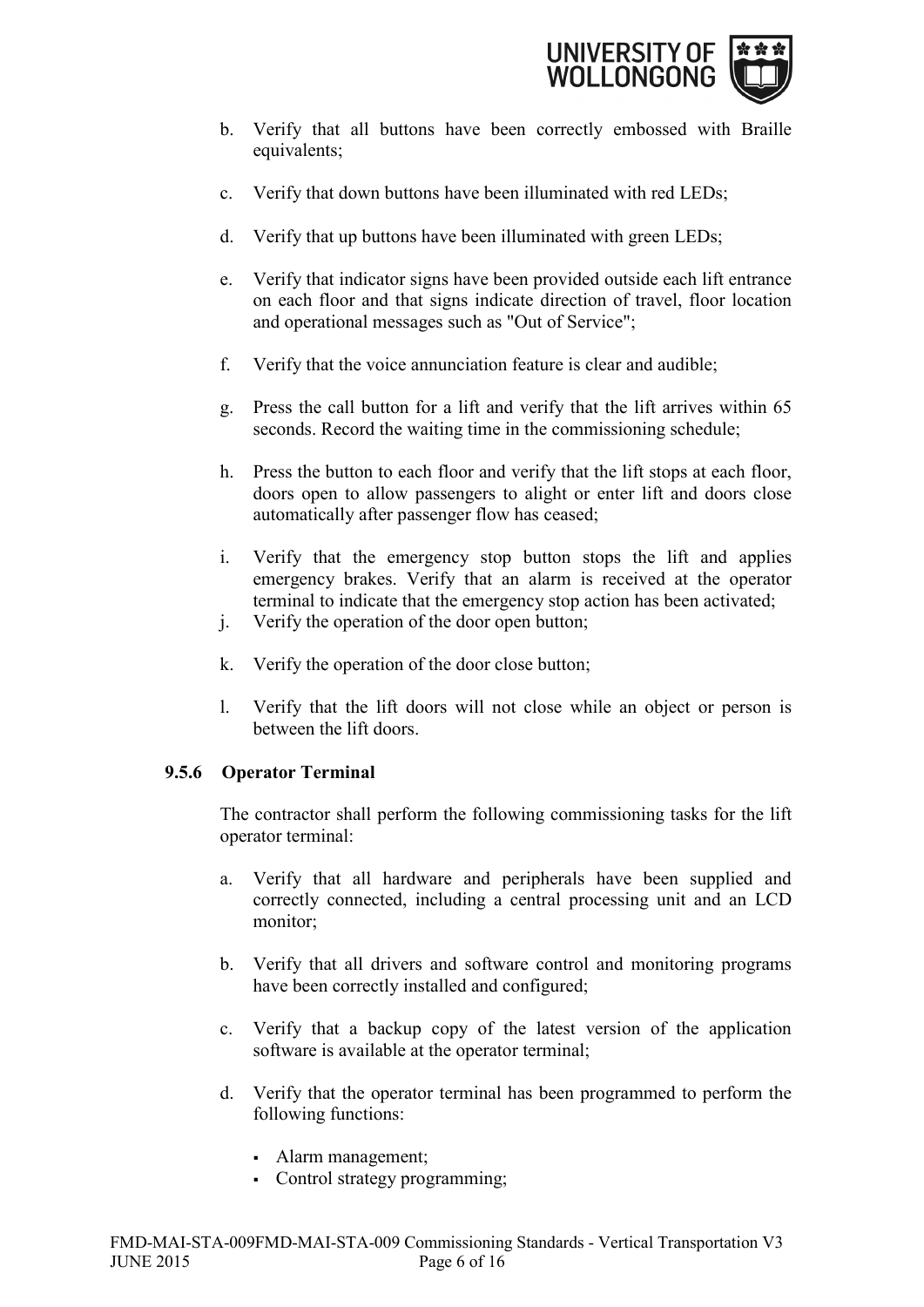b. Verify that all buttons have been correctly embossed with Braille equivalents;

c. Verify that down buttons have been illuminated with red LEDs;

d. Verify that up buttons have been illuminated with green LEDs;

e. Verify that indicator signs have been provided outside each lift entrance on each floor and that signs indicate direction of travel, floor location and operational messages such as "Out of Service";

f. Verify that the voice annunciation feature is clear and audible;

g. Press the call button for a lift and verify that the lift arrives within 65 seconds. Record the waiting time in the commissioning schedule;

h. Press the button to each floor and verify that the lift stops at each floor, doors open to allow passengers to alight or enter lift and doors close automatically after passenger flow has ceased;

i. Verify that the emergency stop button stops the lift and applies emergency brakes. Verify that an alarm is received at the operator terminal to indicate that the emergency stop action has been activated;

j. Verify the operation of the door open button;

k. Verify the operation of the door close button;

l. Verify that the lift doors will not close while an object or person is between the lift doors.

### 9.5.6 Operator Terminal

The contractor shall perform the following commissioning tasks for the lift operator terminal:

a. Verify that all hardware and peripherals have been supplied and correctly connected, including a central processing unit and an LCD monitor;

b. Verify that all drivers and software control and monitoring programs have been correctly installed and configured;

c. Verify that a backup copy of the latest version of the application software is available at the operator terminal;

d. Verify that the operator terminal has been programmed to perform the following functions:

- Alarm management;
- Control strategy programming;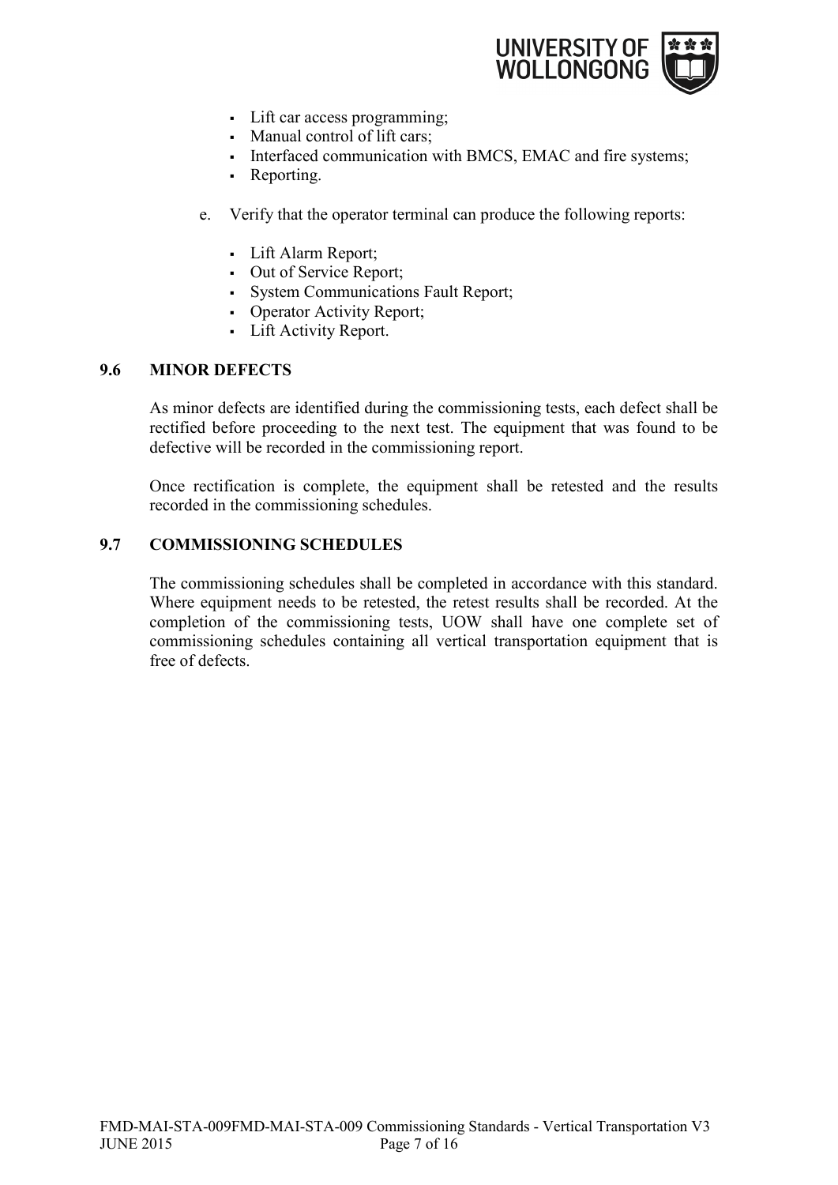- Lift car access programming;
- Manual control of lift cars;
- Interfaced communication with BMCS, EMAC and fire systems;
- Reporting.

e. Verify that the operator terminal can produce the following reports:

- Lift Alarm Report;
- Out of Service Report;
- System Communications Fault Report;
- Operator Activity Report;
- Lift Activity Report.

## 9.6 MINOR DEFECTS

As minor defects are identified during the commissioning tests, each defect shall be rectified before proceeding to the next test. The equipment that was found to be defective will be recorded in the commissioning report.

Once rectification is complete, the equipment shall be retested and the results recorded in the commissioning schedules.

## 9.7 COMMISSIONING SCHEDULES

The commissioning schedules shall be completed in accordance with this standard. Where equipment needs to be retested, the retest results shall be recorded. At the completion of the commissioning tests, UOW shall have one complete set of commissioning schedules containing all vertical transportation equipment that is free of defects.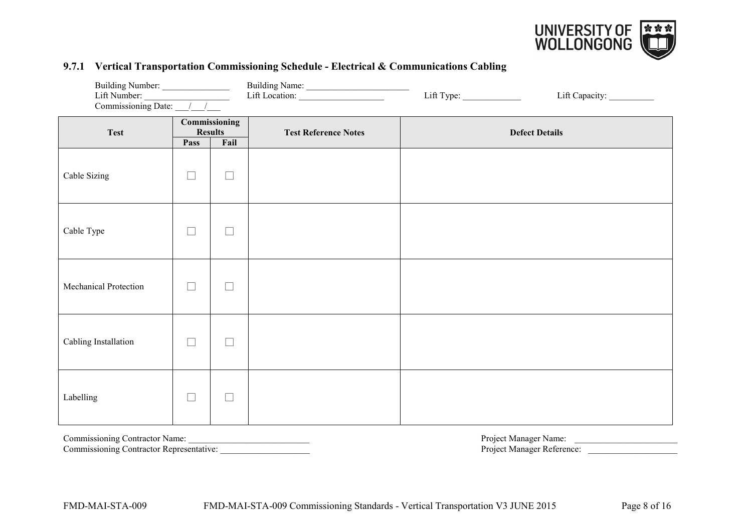### 9.7.1 Vertical Transportation Commissioning Schedule - Electrical & Communications Cabling

Building Number: _______________ Building Name: _______________________
Lift Number: ___________________ Lift Location: ___________________ Lift Type: _____________ Lift Capacity: __________
Commissioning Date: ___/___/___

| Test | Commissioning Results | | Test Reference Notes | Defect Details |
|---|---|---|---|---|
| | Pass | Fail | | |
| Cable Sizing | ☐ | ☐ | | |
| Cable Type | ☐ | ☐ | | |
| Mechanical Protection | ☐ | ☐ | | |
| Cabling Installation | ☐ | ☐ | | |
| Labelling | ☐ | ☐ | | |

Commissioning Contractor Name: ___________________________
Commissioning Contractor Representative: ____________________

Project Manager Name: _______________________
Project Manager Reference: ____________________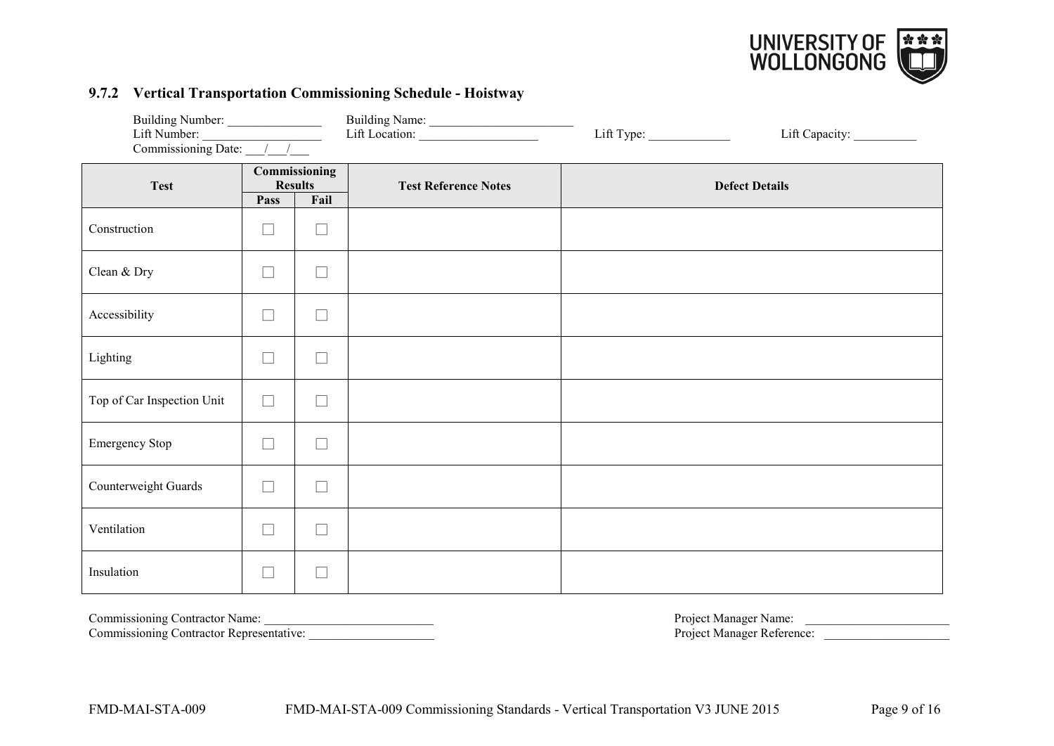### 9.7.2 Vertical Transportation Commissioning Schedule - Hoistway

Building Number: _______________ Building Name: _______________________
Lift Number: ___________________ Lift Location: ___________________ Lift Type: _____________ Lift Capacity: __________
Commissioning Date: ___/___/___

| Test | Commissioning Results | | Test Reference Notes | Defect Details |
|---|---|---|---|---|
| | Pass | Fail | | |
| Construction | ☐ | ☐ | | |
| Clean & Dry | ☐ | ☐ | | |
| Accessibility | ☐ | ☐ | | |
| Lighting | ☐ | ☐ | | |
| Top of Car Inspection Unit | ☐ | ☐ | | |
| Emergency Stop | ☐ | ☐ | | |
| Counterweight Guards | ☐ | ☐ | | |
| Ventilation | ☐ | ☐ | | |
| Insulation | ☐ | ☐ | | |

Commissioning Contractor Name: ___________________________
Commissioning Contractor Representative: ____________________

Project Manager Name: _______________________
Project Manager Reference: ____________________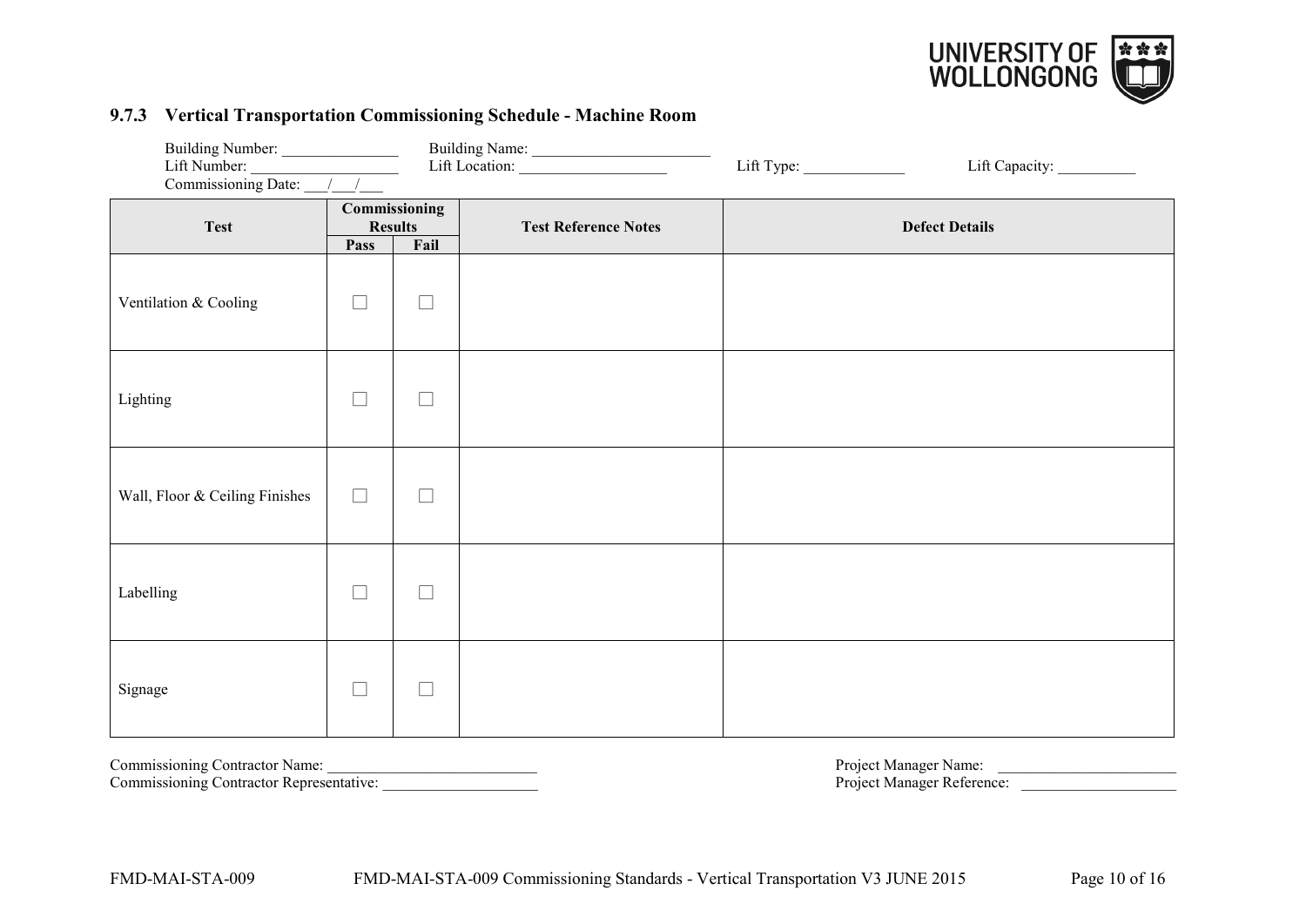### 9.7.3 Vertical Transportation Commissioning Schedule - Machine Room

Building Number: _______________ Building Name: _______________________
Lift Number: ___________________ Lift Location: ___________________ Lift Type: _____________ Lift Capacity: __________
Commissioning Date: ___/___/___

| Test | Commissioning Results | | Test Reference Notes | Defect Details |
|---|---|---|---|---|
| | Pass | Fail | | |
| Ventilation & Cooling | ☐ | ☐ | | |
| Lighting | ☐ | ☐ | | |
| Wall, Floor & Ceiling Finishes | ☐ | ☐ | | |
| Labelling | ☐ | ☐ | | |
| Signage | ☐ | ☐ | | |

Commissioning Contractor Name: ___________________________
Commissioning Contractor Representative: ____________________

Project Manager Name: _______________________
Project Manager Reference: ____________________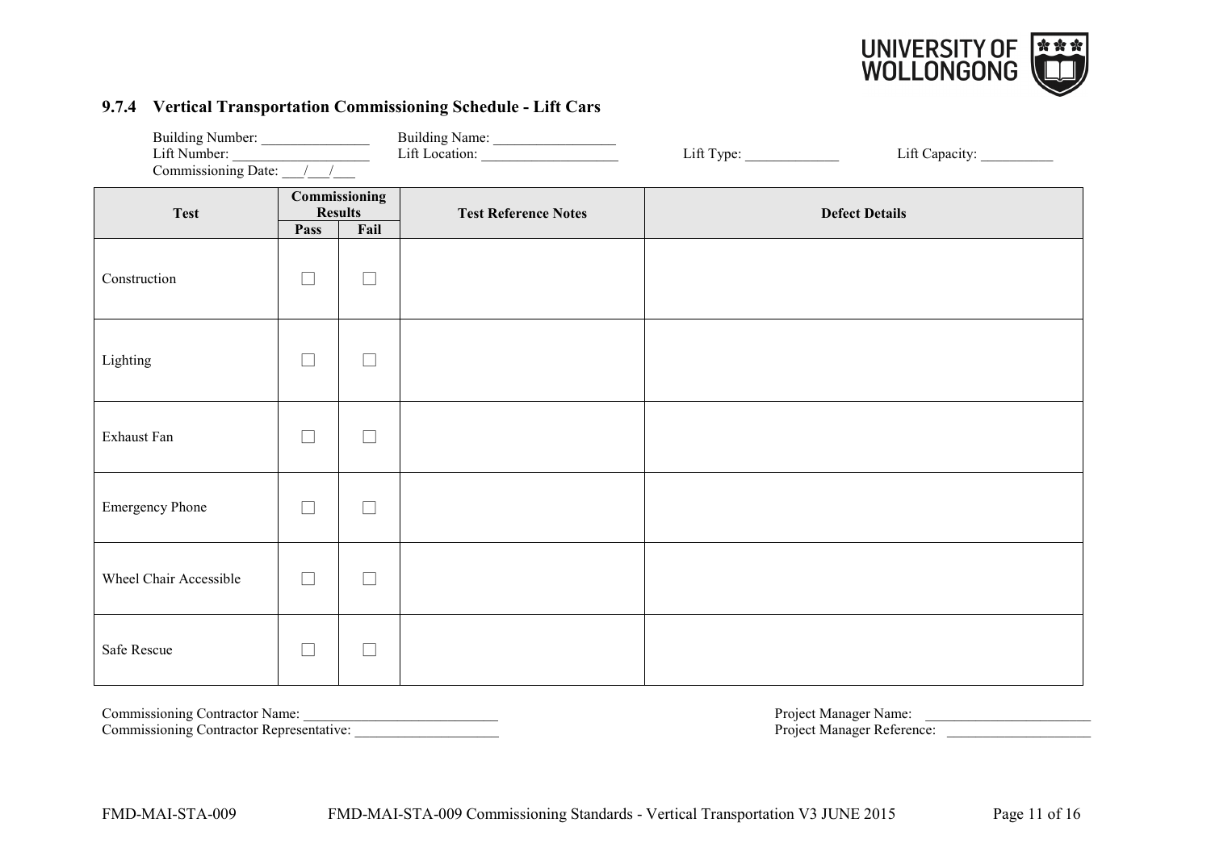### 9.7.4 Vertical Transportation Commissioning Schedule - Lift Cars

Building Number: _______________ Building Name: _________________
Lift Number: ___________________ Lift Location: ___________________ Lift Type: _____________ Lift Capacity: __________
Commissioning Date: ___/___/___

| Test | Commissioning Results | | Test Reference Notes | Defect Details |
|---|---|---|---|---|
| | Pass | Fail | | |
| Construction | ☐ | ☐ | | |
| Lighting | ☐ | ☐ | | |
| Exhaust Fan | ☐ | ☐ | | |
| Emergency Phone | ☐ | ☐ | | |
| Wheel Chair Accessible | ☐ | ☐ | | |
| Safe Rescue | ☐ | ☐ | | |

Commissioning Contractor Name: ___________________________
Commissioning Contractor Representative: ____________________

Project Manager Name: _______________________
Project Manager Reference: ____________________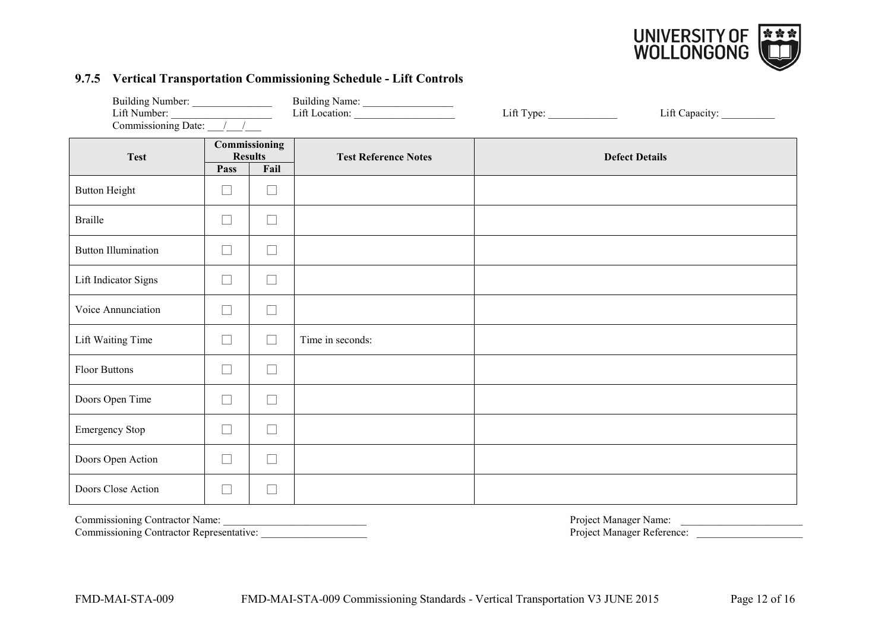### 9.7.5 Vertical Transportation Commissioning Schedule - Lift Controls

Building Number: _______________ Building Name: _________________
Lift Number: ___________________ Lift Location: ___________________ Lift Type: _____________ Lift Capacity: __________
Commissioning Date: ___/___/___

| Test | Commissioning Results | | Test Reference Notes | Defect Details |
|---|---|---|---|---|
| | Pass | Fail | | |
| Button Height | ☐ | ☐ | | |
| Braille | ☐ | ☐ | | |
| Button Illumination | ☐ | ☐ | | |
| Lift Indicator Signs | ☐ | ☐ | | |
| Voice Annunciation | ☐ | ☐ | | |
| Lift Waiting Time | ☐ | ☐ | Time in seconds: | |
| Floor Buttons | ☐ | ☐ | | |
| Doors Open Time | ☐ | ☐ | | |
| Emergency Stop | ☐ | ☐ | | |
| Doors Open Action | ☐ | ☐ | | |
| Doors Close Action | ☐ | ☐ | | |

Commissioning Contractor Name: ___________________________
Commissioning Contractor Representative: ____________________

Project Manager Name: _______________________
Project Manager Reference: ____________________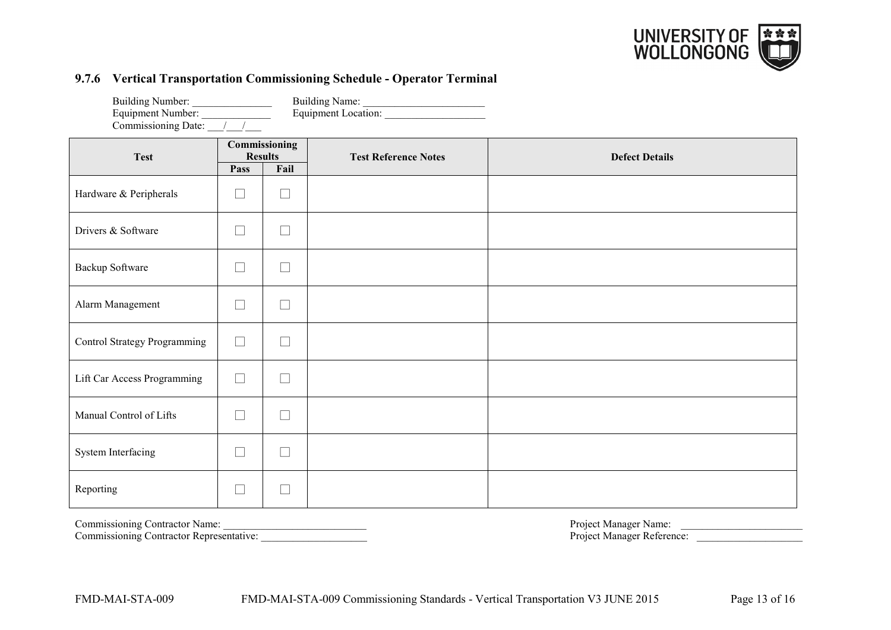### 9.7.6 Vertical Transportation Commissioning Schedule - Operator Terminal

Building Number: _______________ Building Name: _______________________
Equipment Number: _____________ Equipment Location: ___________________
Commissioning Date: ___/___/___

| Test | Commissioning Results | | Test Reference Notes | Defect Details |
|---|---|---|---|---|
| | Pass | Fail | | |
| Hardware & Peripherals | ☐ | ☐ | | |
| Drivers & Software | ☐ | ☐ | | |
| Backup Software | ☐ | ☐ | | |
| Alarm Management | ☐ | ☐ | | |
| Control Strategy Programming | ☐ | ☐ | | |
| Lift Car Access Programming | ☐ | ☐ | | |
| Manual Control of Lifts | ☐ | ☐ | | |
| System Interfacing | ☐ | ☐ | | |
| Reporting | ☐ | ☐ | | |

Commissioning Contractor Name: ___________________________
Commissioning Contractor Representative: ____________________

Project Manager Name: _______________________
Project Manager Reference: ____________________